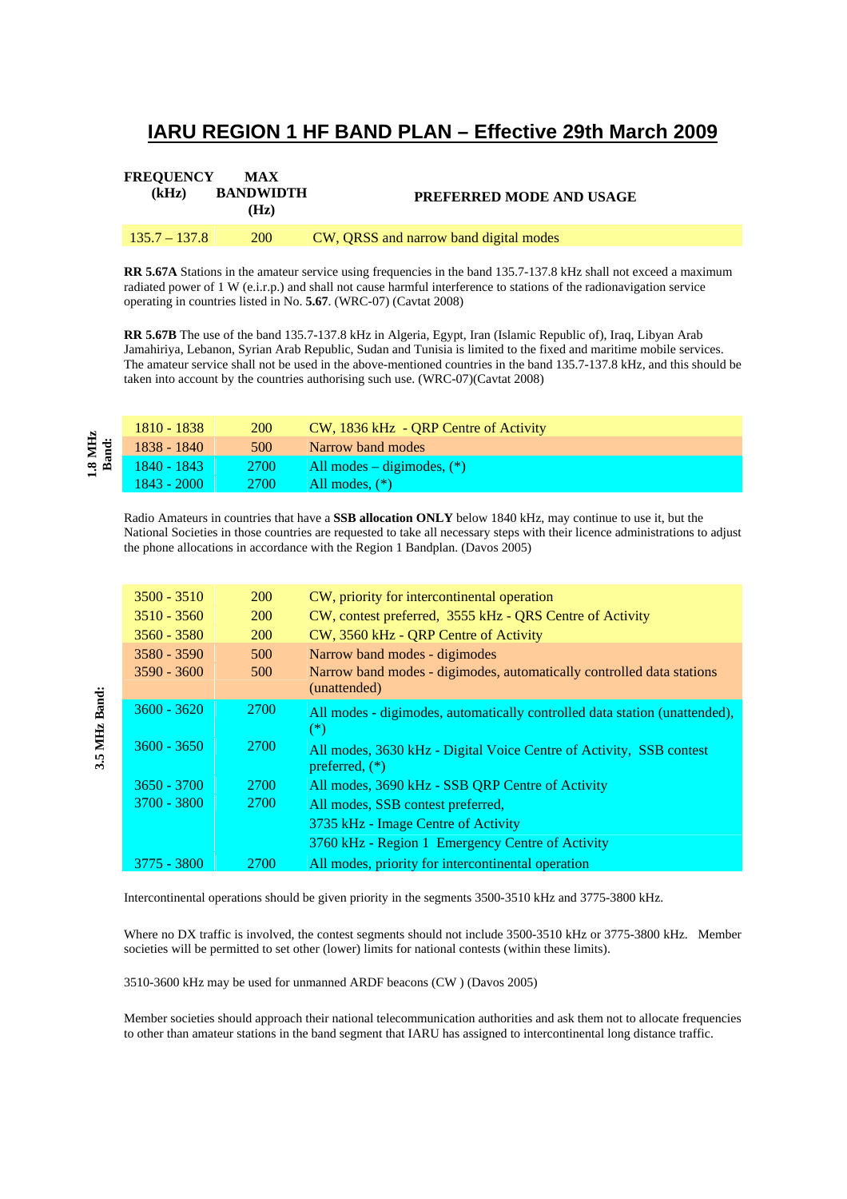# IARU REGION 1 HF BAND PLAN – Effective 29th March 2009

| FREQUENCY (kHz) | MAX BANDWIDTH (Hz) | PREFERRED MODE AND USAGE |
|---|---|---|
| 135.7 – 137.8 | 200 | CW, QRSS and narrow band digital modes |

**RR 5.67A** Stations in the amateur service using frequencies in the band 135.7-137.8 kHz shall not exceed a maximum radiated power of 1 W (e.i.r.p.) and shall not cause harmful interference to stations of the radionavigation service operating in countries listed in No. **5.67**. (WRC-07) (Cavtat 2008)

**RR 5.67B** The use of the band 135.7-137.8 kHz in Algeria, Egypt, Iran (Islamic Republic of), Iraq, Libyan Arab Jamahiriya, Lebanon, Syrian Arab Republic, Sudan and Tunisia is limited to the fixed and maritime mobile services. The amateur service shall not be used in the above-mentioned countries in the band 135.7-137.8 kHz, and this should be taken into account by the countries authorising such use. (WRC-07)(Cavtat 2008)

**1.8 MHz Band:**

| FREQUENCY (kHz) | MAX BANDWIDTH (Hz) | PREFERRED MODE AND USAGE |
|---|---|---|
| 1810 - 1838 | 200 | CW, 1836 kHz - QRP Centre of Activity |
| 1838 - 1840 | 500 | Narrow band modes |
| 1840 - 1843 | 2700 | All modes – digimodes, (*) |
| 1843 - 2000 | 2700 | All modes, (*) |

Radio Amateurs in countries that have a **SSB allocation ONLY** below 1840 kHz, may continue to use it, but the National Societies in those countries are requested to take all necessary steps with their licence administrations to adjust the phone allocations in accordance with the Region 1 Bandplan. (Davos 2005)

**3.5 MHz Band:**

| FREQUENCY (kHz) | MAX BANDWIDTH (Hz) | PREFERRED MODE AND USAGE |
|---|---|---|
| 3500 - 3510 | 200 | CW, priority for intercontinental operation |
| 3510 - 3560 | 200 | CW, contest preferred, 3555 kHz - QRS Centre of Activity |
| 3560 - 3580 | 200 | CW, 3560 kHz - QRP Centre of Activity |
| 3580 - 3590 | 500 | Narrow band modes - digimodes |
| 3590 - 3600 | 500 | Narrow band modes - digimodes, automatically controlled data stations (unattended) |
| 3600 - 3620 | 2700 | All modes - digimodes, automatically controlled data station (unattended), (*) |
| 3600 - 3650 | 2700 | All modes, 3630 kHz - Digital Voice Centre of Activity, SSB contest preferred, (*) |
| 3650 - 3700 | 2700 | All modes, 3690 kHz - SSB QRP Centre of Activity |
| 3700 - 3800 | 2700 | All modes, SSB contest preferred, 3735 kHz - Image Centre of Activity, 3760 kHz - Region 1 Emergency Centre of Activity |
| 3775 - 3800 | 2700 | All modes, priority for intercontinental operation |

Intercontinental operations should be given priority in the segments 3500-3510 kHz and 3775-3800 kHz.

Where no DX traffic is involved, the contest segments should not include 3500-3510 kHz or 3775-3800 kHz. Member societies will be permitted to set other (lower) limits for national contests (within these limits).

3510-3600 kHz may be used for unmanned ARDF beacons (CW ) (Davos 2005)

Member societies should approach their national telecommunication authorities and ask them not to allocate frequencies to other than amateur stations in the band segment that IARU has assigned to intercontinental long distance traffic.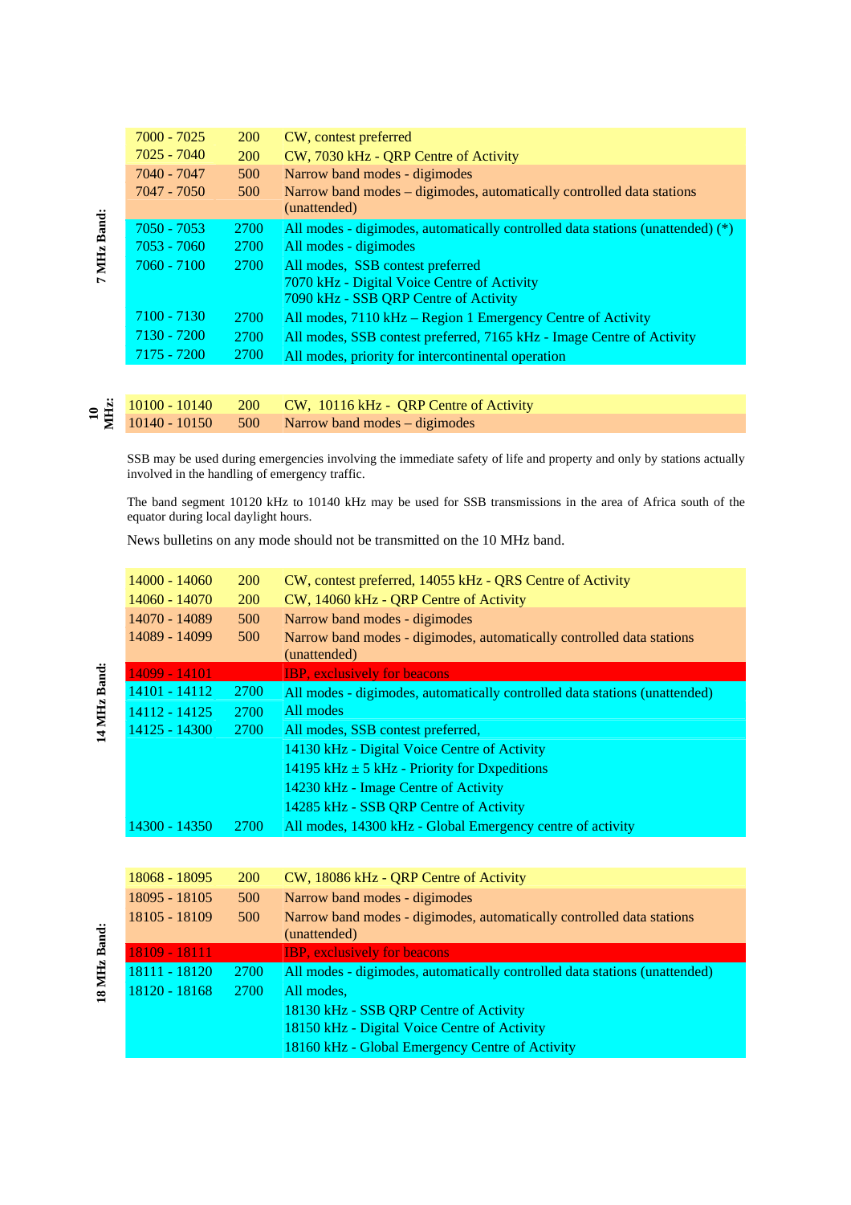**7 MHz Band:**

| | | |
|---|---|---|
| 7000 - 7025 | 200 | CW, contest preferred |
| 7025 - 7040 | 200 | CW, 7030 kHz - QRP Centre of Activity |
| 7040 - 7047 | 500 | Narrow band modes - digimodes |
| 7047 - 7050 | 500 | Narrow band modes – digimodes, automatically controlled data stations (unattended) |
| 7050 - 7053 | 2700 | All modes - digimodes, automatically controlled data stations (unattended) (*) |
| 7053 - 7060 | 2700 | All modes - digimodes |
| 7060 - 7100 | 2700 | All modes, SSB contest preferred<br>7070 kHz - Digital Voice Centre of Activity<br>7090 kHz - SSB QRP Centre of Activity |
| 7100 - 7130 | 2700 | All modes, 7110 kHz – Region 1 Emergency Centre of Activity |
| 7130 - 7200 | 2700 | All modes, SSB contest preferred, 7165 kHz - Image Centre of Activity |
| 7175 - 7200 | 2700 | All modes, priority for intercontinental operation |

**10 MHz:**

| | | |
|---|---|---|
| 10100 - 10140 | 200 | CW, 10116 kHz - QRP Centre of Activity |
| 10140 - 10150 | 500 | Narrow band modes – digimodes |

SSB may be used during emergencies involving the immediate safety of life and property and only by stations actually involved in the handling of emergency traffic.

The band segment 10120 kHz to 10140 kHz may be used for SSB transmissions in the area of Africa south of the equator during local daylight hours.

News bulletins on any mode should not be transmitted on the 10 MHz band.

**14 MHz Band:**

| | | |
|---|---|---|
| 14000 - 14060 | 200 | CW, contest preferred, 14055 kHz - QRS Centre of Activity |
| 14060 - 14070 | 200 | CW, 14060 kHz - QRP Centre of Activity |
| 14070 - 14089 | 500 | Narrow band modes - digimodes |
| 14089 - 14099 | 500 | Narrow band modes - digimodes, automatically controlled data stations (unattended) |
| 14099 - 14101 | | IBP, exclusively for beacons |
| 14101 - 14112 | 2700 | All modes - digimodes, automatically controlled data stations (unattended) |
| 14112 - 14125 | 2700 | All modes |
| 14125 - 14300 | 2700 | All modes, SSB contest preferred,<br>14130 kHz - Digital Voice Centre of Activity<br>14195 kHz ± 5 kHz - Priority for Dxpeditions<br>14230 kHz - Image Centre of Activity<br>14285 kHz - SSB QRP Centre of Activity |
| 14300 - 14350 | 2700 | All modes, 14300 kHz - Global Emergency centre of activity |

**18 MHz Band:**

| | | |
|---|---|---|
| 18068 - 18095 | 200 | CW, 18086 kHz - QRP Centre of Activity |
| 18095 - 18105 | 500 | Narrow band modes - digimodes |
| 18105 - 18109 | 500 | Narrow band modes - digimodes, automatically controlled data stations (unattended) |
| 18109 - 18111 | | IBP, exclusively for beacons |
| 18111 - 18120 | 2700 | All modes - digimodes, automatically controlled data stations (unattended) |
| 18120 - 18168 | 2700 | All modes,<br>18130 kHz - SSB QRP Centre of Activity<br>18150 kHz - Digital Voice Centre of Activity<br>18160 kHz - Global Emergency Centre of Activity |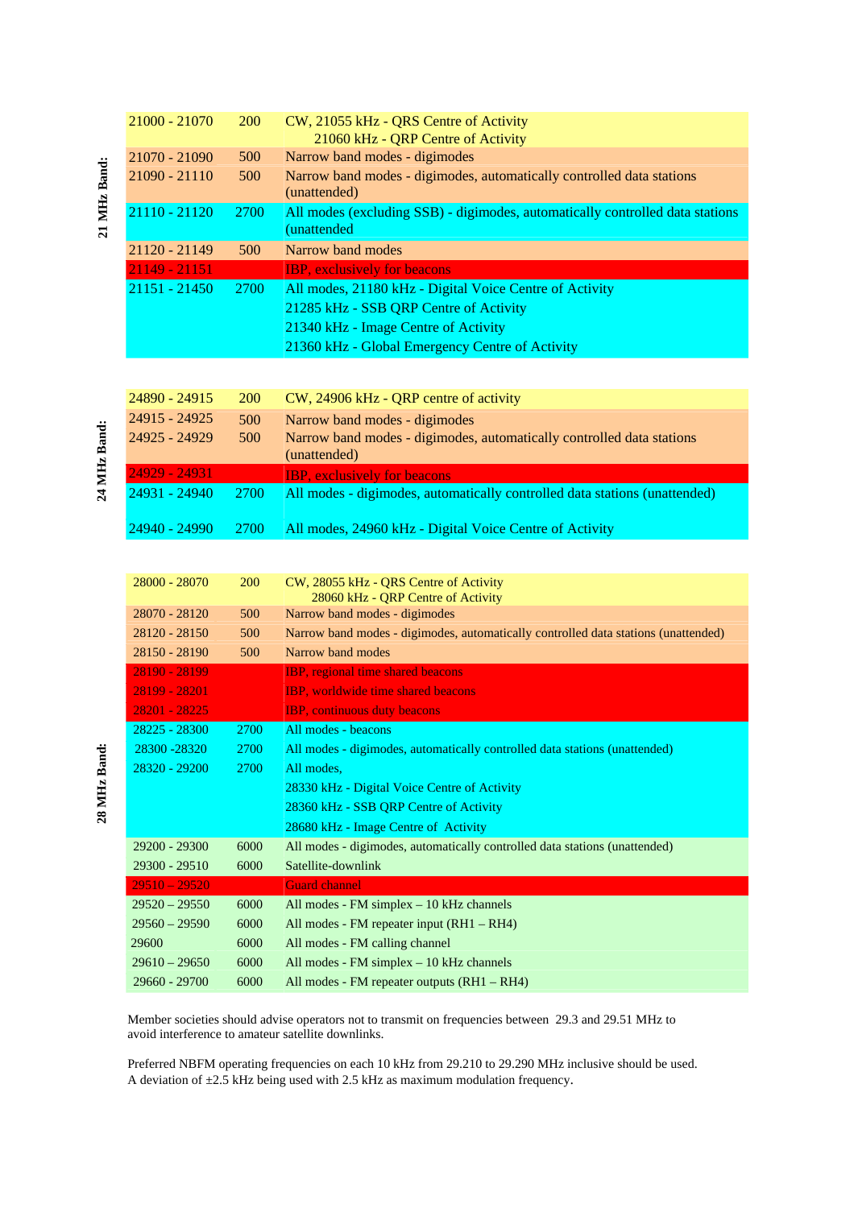**21 MHz Band:**

| Frequency (kHz) | Bandwidth | Usage |
|---|---|---|
| 21000 - 21070 | 200 | CW, 21055 kHz - QRS Centre of Activity<br>21060 kHz - QRP Centre of Activity |
| 21070 - 21090 | 500 | Narrow band modes - digimodes |
| 21090 - 21110 | 500 | Narrow band modes - digimodes, automatically controlled data stations (unattended) |
| 21110 - 21120 | 2700 | All modes (excluding SSB) - digimodes, automatically controlled data stations (unattended |
| 21120 - 21149 | 500 | Narrow band modes |
| 21149 - 21151 | | IBP, exclusively for beacons |
| 21151 - 21450 | 2700 | All modes, 21180 kHz - Digital Voice Centre of Activity<br>21285 kHz - SSB QRP Centre of Activity<br>21340 kHz - Image Centre of Activity<br>21360 kHz - Global Emergency Centre of Activity |

**24 MHz Band:**

| Frequency (kHz) | Bandwidth | Usage |
|---|---|---|
| 24890 - 24915 | 200 | CW, 24906 kHz - QRP centre of activity |
| 24915 - 24925 | 500 | Narrow band modes - digimodes |
| 24925 - 24929 | 500 | Narrow band modes - digimodes, automatically controlled data stations (unattended) |
| 24929 - 24931 | | IBP, exclusively for beacons |
| 24931 - 24940 | 2700 | All modes - digimodes, automatically controlled data stations (unattended) |
| 24940 - 24990 | 2700 | All modes, 24960 kHz - Digital Voice Centre of Activity |

**28 MHz Band:**

| Frequency (kHz) | Bandwidth | Usage |
|---|---|---|
| 28000 - 28070 | 200 | CW, 28055 kHz - QRS Centre of Activity<br>28060 kHz - QRP Centre of Activity |
| 28070 - 28120 | 500 | Narrow band modes - digimodes |
| 28120 - 28150 | 500 | Narrow band modes - digimodes, automatically controlled data stations (unattended) |
| 28150 - 28190 | 500 | Narrow band modes |
| 28190 - 28199 | | IBP, regional time shared beacons |
| 28199 - 28201 | | IBP, worldwide time shared beacons |
| 28201 - 28225 | | IBP, continuous duty beacons |
| 28225 - 28300 | 2700 | All modes - beacons |
| 28300 -28320 | 2700 | All modes - digimodes, automatically controlled data stations (unattended) |
| 28320 - 29200 | 2700 | All modes,<br>28330 kHz - Digital Voice Centre of Activity<br>28360 kHz - SSB QRP Centre of Activity<br>28680 kHz - Image Centre of Activity |
| 29200 - 29300 | 6000 | All modes - digimodes, automatically controlled data stations (unattended) |
| 29300 - 29510 | 6000 | Satellite-downlink |
| 29510 – 29520 | | Guard channel |
| 29520 – 29550 | 6000 | All modes - FM simplex – 10 kHz channels |
| 29560 – 29590 | 6000 | All modes - FM repeater input (RH1 – RH4) |
| 29600 | 6000 | All modes - FM calling channel |
| 29610 – 29650 | 6000 | All modes - FM simplex – 10 kHz channels |
| 29660 - 29700 | 6000 | All modes - FM repeater outputs (RH1 – RH4) |

Member societies should advise operators not to transmit on frequencies between 29.3 and 29.51 MHz to avoid interference to amateur satellite downlinks.

Preferred NBFM operating frequencies on each 10 kHz from 29.210 to 29.290 MHz inclusive should be used. A deviation of ±2.5 kHz being used with 2.5 kHz as maximum modulation frequency.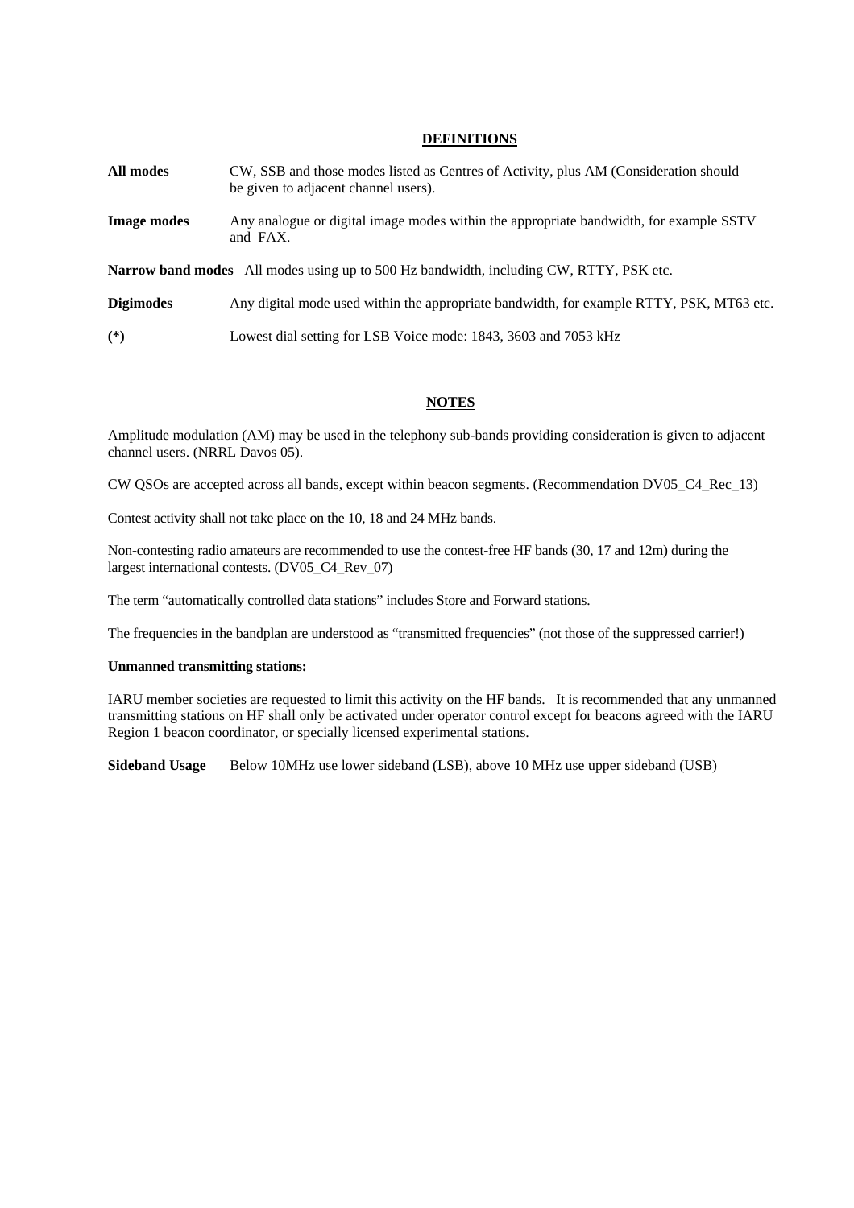## DEFINITIONS

**All modes** CW, SSB and those modes listed as Centres of Activity, plus AM (Consideration should be given to adjacent channel users).

**Image modes** Any analogue or digital image modes within the appropriate bandwidth, for example SSTV and FAX.

**Narrow band modes** All modes using up to 500 Hz bandwidth, including CW, RTTY, PSK etc.

**Digimodes** Any digital mode used within the appropriate bandwidth, for example RTTY, PSK, MT63 etc.

**(*)** Lowest dial setting for LSB Voice mode: 1843, 3603 and 7053 kHz

## NOTES

Amplitude modulation (AM) may be used in the telephony sub-bands providing consideration is given to adjacent channel users. (NRRL Davos 05).

CW QSOs are accepted across all bands, except within beacon segments. (Recommendation DV05_C4_Rec_13)

Contest activity shall not take place on the 10, 18 and 24 MHz bands.

Non-contesting radio amateurs are recommended to use the contest-free HF bands (30, 17 and 12m) during the largest international contests. (DV05_C4_Rev_07)

The term "automatically controlled data stations" includes Store and Forward stations.

The frequencies in the bandplan are understood as "transmitted frequencies" (not those of the suppressed carrier!)

**Unmanned transmitting stations:**

IARU member societies are requested to limit this activity on the HF bands. It is recommended that any unmanned transmitting stations on HF shall only be activated under operator control except for beacons agreed with the IARU Region 1 beacon coordinator, or specially licensed experimental stations.

**Sideband Usage** Below 10MHz use lower sideband (LSB), above 10 MHz use upper sideband (USB)